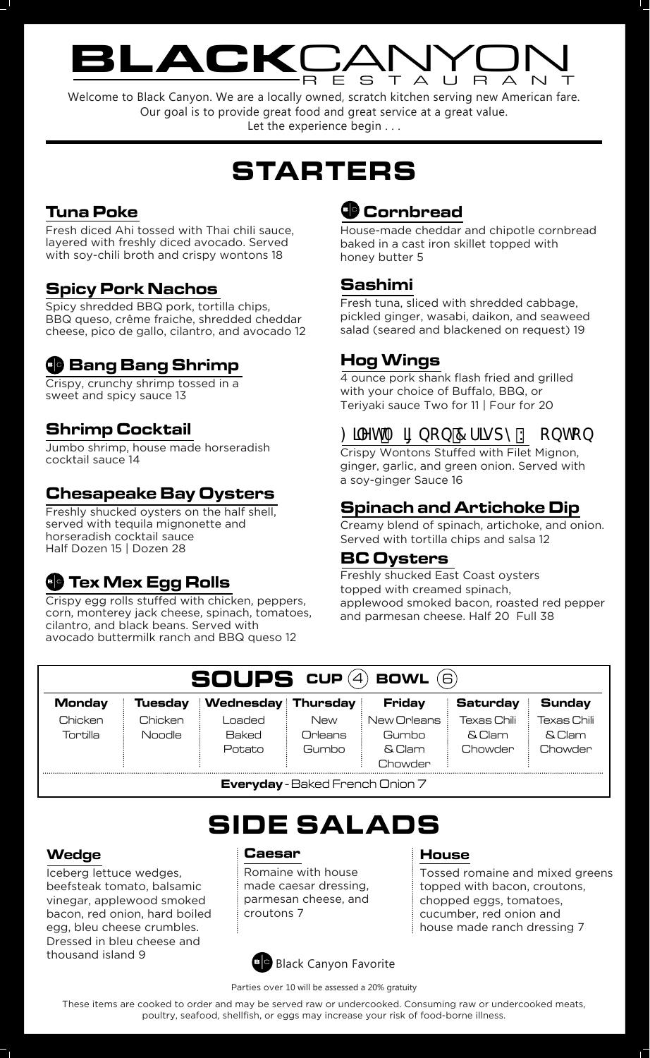# BLACKCANYON RESTAURANT

Welcome to Black Canyon. We are a locally owned, scratch kitchen serving new American fare.
Our goal is to provide great food and great service at a great value.
Let the experience begin . . .

# STARTERS

### Tuna Poke

Fresh diced Ahi tossed with Thai chili sauce, layered with freshly diced avocado. Served with soy-chili broth and crispy wontons 18

### Spicy Pork Nachos

Spicy shredded BBQ pork, tortilla chips, BBQ queso, crême fraiche, shredded cheddar cheese, pico de gallo, cilantro, and avocado 12

### BC Bang Bang Shrimp

Crispy, crunchy shrimp tossed in a sweet and spicy sauce 13

### Shrimp Cocktail

Jumbo shrimp, house made horseradish cocktail sauce 14

### Chesapeake Bay Oysters

Freshly shucked oysters on the half shell, served with tequila mignonette and horseradish cocktail sauce
Half Dozen 15 | Dozen 28

### BC Tex Mex Egg Rolls

Crispy egg rolls stuffed with chicken, peppers, corn, monterey jack cheese, spinach, tomatoes, cilantro, and black beans. Served with avocado buttermilk ranch and BBQ queso 12

### BC Cornbread

House-made cheddar and chipotle cornbread baked in a cast iron skillet topped with honey butter 5

### Sashimi

Fresh tuna, sliced with shredded cabbage, pickled ginger, wasabi, daikon, and seaweed salad (seared and blackened on request) 19

### Hog Wings

4 ounce pork shank flash fried and grilled with your choice of Buffalo, BBQ, or Teriyaki sauce Two for 11 | Four for 20

### Filet Mignon Crispy Wonton

Crispy Wontons Stuffed with Filet Mignon, ginger, garlic, and green onion. Served with a soy-ginger Sauce 16

### Spinach and Artichoke Dip

Creamy blend of spinach, artichoke, and onion. Served with tortilla chips and salsa 12

### BC Oysters

Freshly shucked East Coast oysters topped with creamed spinach, applewood smoked bacon, roasted red pepper and parmesan cheese. Half 20 Full 38

# SOUPS CUP (4) BOWL (6)

| Monday | Tuesday | Wednesday | Thursday | Friday | Saturday | Sunday |
|---|---|---|---|---|---|---|
| Chicken Tortilla | Chicken Noodle | Loaded Baked Potato | New Orleans Gumbo | New Orleans Gumbo & Clam Chowder | Texas Chili & Clam Chowder | Texas Chili & Clam Chowder |

**Everyday** - Baked French Onion 7

# SIDE SALADS

### Wedge

Iceberg lettuce wedges, beefsteak tomato, balsamic vinegar, applewood smoked bacon, red onion, hard boiled egg, bleu cheese crumbles. Dressed in bleu cheese and thousand island 9

### Caesar

Romaine with house made caesar dressing, parmesan cheese, and croutons 7

### House

Tossed romaine and mixed greens topped with bacon, croutons, chopped eggs, tomatoes, cucumber, red onion and house made ranch dressing 7

BC Black Canyon Favorite

Parties over 10 will be assessed a 20% gratuity

These items are cooked to order and may be served raw or undercooked. Consuming raw or undercooked meats, poultry, seafood, shellfish, or eggs may increase your risk of food-borne illness.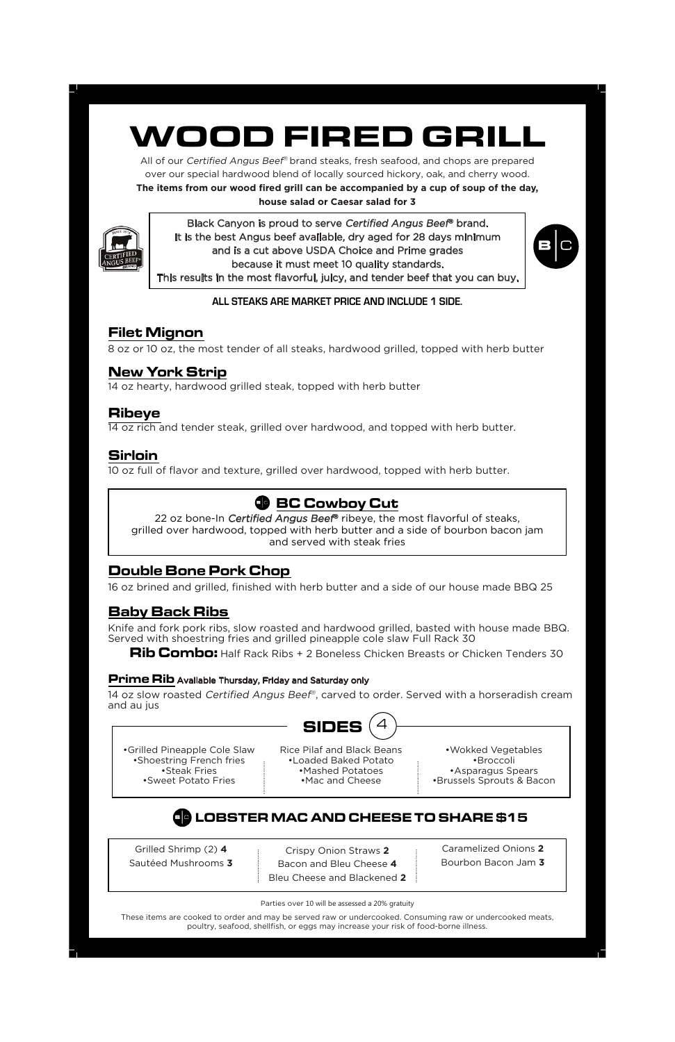# WOOD FIRED GRILL

All of our *Certified Angus Beef*® brand steaks, fresh seafood, and chops are prepared over our special hardwood blend of locally sourced hickory, oak, and cherry wood.

**The items from our wood fired grill can be accompanied by a cup of soup of the day, house salad or Caesar salad for 3**

Black Canyon is proud to serve *Certified Angus Beef*® brand.
It is the best Angus beef available, dry aged for 28 days minimum and is a cut above USDA Choice and Prime grades because it must meet 10 quality standards.
This results in the most flavorful, juicy, and tender beef that you can buy.

**ALL STEAKS ARE MARKET PRICE AND INCLUDE 1 SIDE.**

## Filet Mignon

8 oz or 10 oz, the most tender of all steaks, hardwood grilled, topped with herb butter

## New York Strip

14 oz hearty, hardwood grilled steak, topped with herb butter

## Ribeye

14 oz rich and tender steak, grilled over hardwood, and topped with herb butter.

## Sirloin

10 oz full of flavor and texture, grilled over hardwood, topped with herb butter.

## BC Cowboy Cut

22 oz bone-In *Certified Angus Beef*® ribeye, the most flavorful of steaks, grilled over hardwood, topped with herb butter and a side of bourbon bacon jam and served with steak fries

## Double Bone Pork Chop

16 oz brined and grilled, finished with herb butter and a side of our house made BBQ 25

## Baby Back Ribs

Knife and fork pork ribs, slow roasted and hardwood grilled, basted with house made BBQ. Served with shoestring fries and grilled pineapple cole slaw Full Rack 30

**Rib Combo:** Half Rack Ribs + 2 Boneless Chicken Breasts or Chicken Tenders 30

## Prime Rib Available Thursday, Friday and Saturday only

14 oz slow roasted *Certified Angus Beef*®, carved to order. Served with a horseradish cream and au jus

## SIDES 4

- Grilled Pineapple Cole Slaw
- Shoestring French fries
- Steak Fries
- Sweet Potato Fries
- Rice Pilaf and Black Beans
- Loaded Baked Potato
- Mashed Potatoes
- Mac and Cheese
- Wokked Vegetables
- Broccoli
- Asparagus Spears
- Brussels Sprouts & Bacon

## LOBSTER MAC AND CHEESE TO SHARE $15

Grilled Shrimp (2) **4**
Sautéed Mushrooms **3**
Crispy Onion Straws **2**
Bacon and Bleu Cheese **4**
Bleu Cheese and Blackened **2**
Caramelized Onions **2**
Bourbon Bacon Jam **3**

Parties over 10 will be assessed a 20% gratuity

These items are cooked to order and may be served raw or undercooked. Consuming raw or undercooked meats, poultry, seafood, shellfish, or eggs may increase your risk of food-borne illness.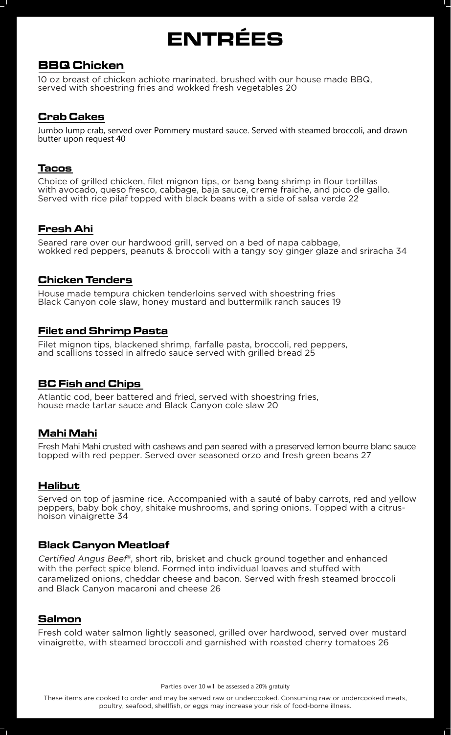# ENTRÉES

## BBQ Chicken

10 oz breast of chicken achiote marinated, brushed with our house made BBQ, served with shoestring fries and wokked fresh vegetables 20

## Crab Cakes

Jumbo lump crab, served over Pommery mustard sauce. Served with steamed broccoli, and drawn butter upon request 40

## Tacos

Choice of grilled chicken, filet mignon tips, or bang bang shrimp in flour tortillas with avocado, queso fresco, cabbage, baja sauce, creme fraiche, and pico de gallo. Served with rice pilaf topped with black beans with a side of salsa verde 22

## Fresh Ahi

Seared rare over our hardwood grill, served on a bed of napa cabbage, wokked red peppers, peanuts & broccoli with a tangy soy ginger glaze and sriracha 34

## Chicken Tenders

House made tempura chicken tenderloins served with shoestring fries Black Canyon cole slaw, honey mustard and buttermilk ranch sauces 19

## Filet and Shrimp Pasta

Filet mignon tips, blackened shrimp, farfalle pasta, broccoli, red peppers, and scallions tossed in alfredo sauce served with grilled bread 25

## BC Fish and Chips

Atlantic cod, beer battered and fried, served with shoestring fries, house made tartar sauce and Black Canyon cole slaw 20

## Mahi Mahi

Fresh Mahi Mahi crusted with cashews and pan seared with a preserved lemon beurre blanc sauce topped with red pepper. Served over seasoned orzo and fresh green beans 27

## Halibut

Served on top of jasmine rice. Accompanied with a sauté of baby carrots, red and yellow peppers, baby bok choy, shitake mushrooms, and spring onions. Topped with a citrus-hoison vinaigrette 34

## Black Canyon Meatloaf

*Certified Angus Beef®*, short rib, brisket and chuck ground together and enhanced with the perfect spice blend. Formed into individual loaves and stuffed with caramelized onions, cheddar cheese and bacon. Served with fresh steamed broccoli and Black Canyon macaroni and cheese 26

## Salmon

Fresh cold water salmon lightly seasoned, grilled over hardwood, served over mustard vinaigrette, with steamed broccoli and garnished with roasted cherry tomatoes 26

Parties over 10 will be assessed a 20% gratuity

These items are cooked to order and may be served raw or undercooked. Consuming raw or undercooked meats, poultry, seafood, shellfish, or eggs may increase your risk of food-borne illness.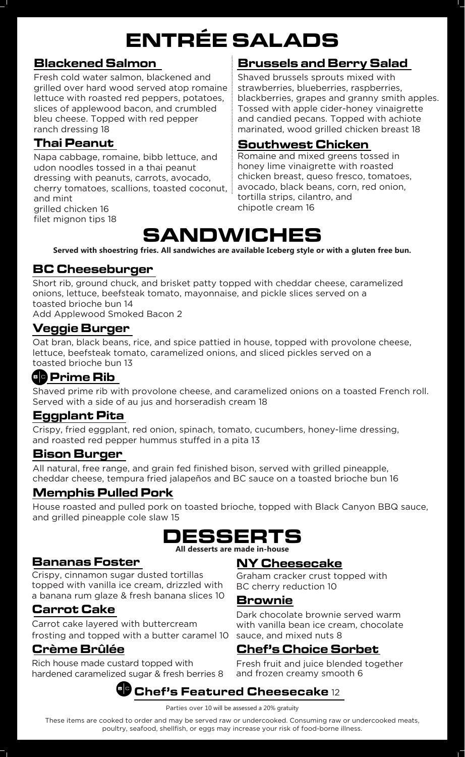# ENTRÉE SALADS

## Blackened Salmon

Fresh cold water salmon, blackened and grilled over hard wood served atop romaine lettuce with roasted red peppers, potatoes, slices of applewood bacon, and crumbled bleu cheese. Topped with red pepper ranch dressing 18

## Thai Peanut

Napa cabbage, romaine, bibb lettuce, and udon noodles tossed in a thai peanut dressing with peanuts, carrots, avocado, cherry tomatoes, scallions, toasted coconut, and mint
grilled chicken 16
filet mignon tips 18

## Brussels and Berry Salad

Shaved brussels sprouts mixed with strawberries, blueberries, raspberries, blackberries, grapes and granny smith apples. Tossed with apple cider-honey vinaigrette and candied pecans. Topped with achiote marinated, wood grilled chicken breast 18

## Southwest Chicken

Romaine and mixed greens tossed in honey lime vinaigrette with roasted chicken breast, queso fresco, tomatoes, avocado, black beans, corn, red onion, tortilla strips, cilantro, and chipotle cream 16

# SANDWICHES

**Served with shoestring fries. All sandwiches are available Iceberg style or with a gluten free bun.**

## BC Cheeseburger

Short rib, ground chuck, and brisket patty topped with cheddar cheese, caramelized onions, lettuce, beefsteak tomato, mayonnaise, and pickle slices served on a toasted brioche bun 14
Add Applewood Smoked Bacon 2

## Veggie Burger

Oat bran, black beans, rice, and spice pattied in house, topped with provolone cheese, lettuce, beefsteak tomato, caramelized onions, and sliced pickles served on a toasted brioche bun 13

## BC Prime Rib

Shaved prime rib with provolone cheese, and caramelized onions on a toasted French roll. Served with a side of au jus and horseradish cream 18

## Eggplant Pita

Crispy, fried eggplant, red onion, spinach, tomato, cucumbers, honey-lime dressing, and roasted red pepper hummus stuffed in a pita 13

## Bison Burger

All natural, free range, and grain fed finished bison, served with grilled pineapple, cheddar cheese, tempura fried jalapeños and BC sauce on a toasted brioche bun 16

## Memphis Pulled Pork

House roasted and pulled pork on toasted brioche, topped with Black Canyon BBQ sauce, and grilled pineapple cole slaw 15

# DESSERTS

**All desserts are made in-house**

## Bananas Foster

Crispy, cinnamon sugar dusted tortillas topped with vanilla ice cream, drizzled with a banana rum glaze & fresh banana slices 10

## Carrot Cake

Carrot cake layered with buttercream frosting and topped with a butter caramel 10

## Crème Brûlée

Rich house made custard topped with hardened caramelized sugar & fresh berries 8

## NY Cheesecake

Graham cracker crust topped with BC cherry reduction 10

## Brownie

Dark chocolate brownie served warm with vanilla bean ice cream, chocolate sauce, and mixed nuts 8

## Chef's Choice Sorbet

Fresh fruit and juice blended together and frozen creamy smooth 6

## BC Chef's Featured Cheesecake 12

Parties over 10 will be assessed a 20% gratuity

These items are cooked to order and may be served raw or undercooked. Consuming raw or undercooked meats, poultry, seafood, shellfish, or eggs may increase your risk of food-borne illness.